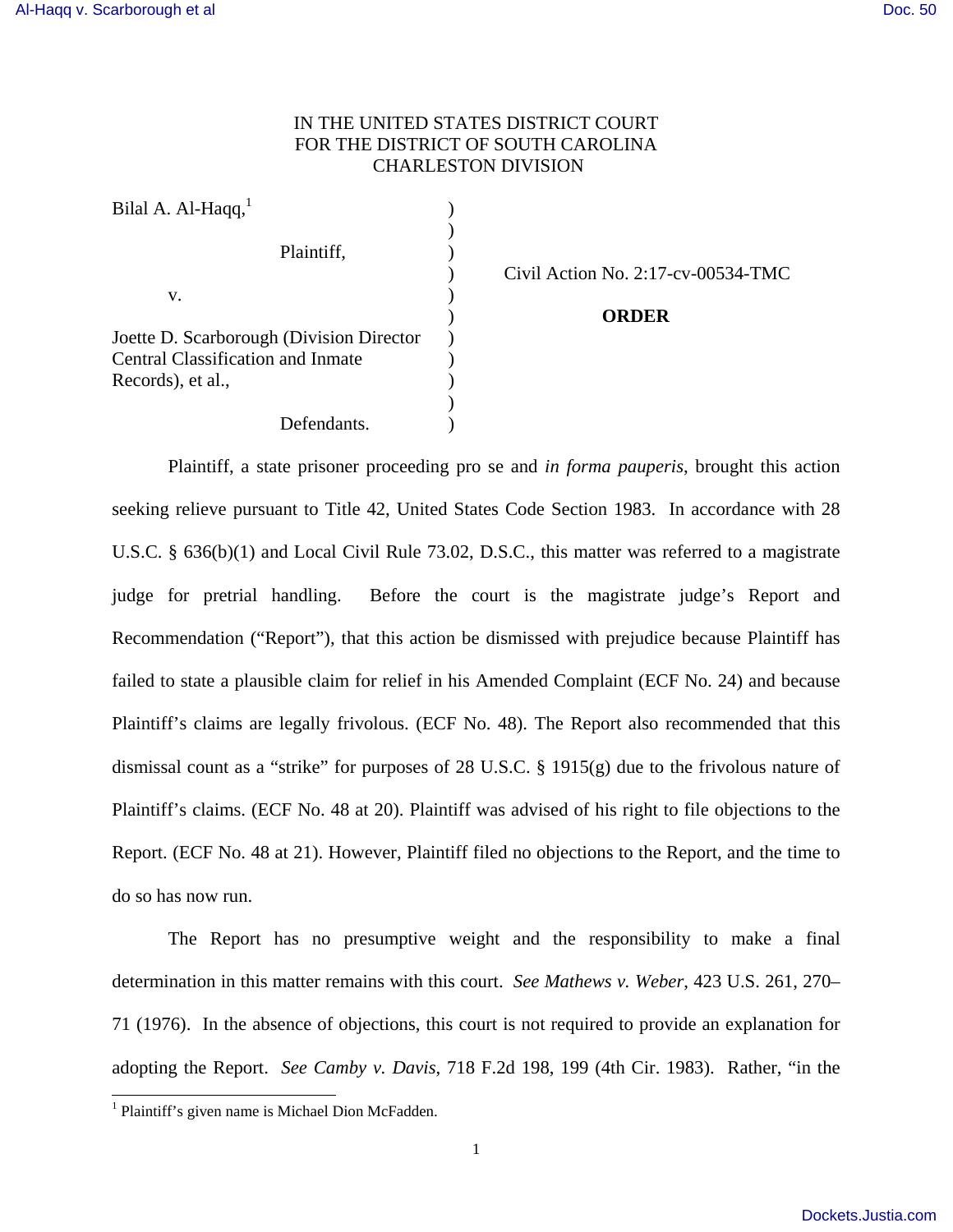IN THE UNITED STATES DISTRICT COURT
FOR THE DISTRICT OF SOUTH CAROLINA
CHARLESTON DIVISION

| | | |
|---|---|---|
| Bilal A. Al-Haqq,[1] | ) | |
| | ) | |
| Plaintiff, | ) | |
| | ) | Civil Action No. 2:17-cv-00534-TMC |
| v. | ) | |
| | ) | **ORDER** |
| Joette D. Scarborough (Division Director Central Classification and Inmate Records), et al., | ) | |
| | ) | |
| Defendants. | ) | |

Plaintiff, a state prisoner proceeding pro se and *in forma pauperis*, brought this action seeking relieve pursuant to Title 42, United States Code Section 1983. In accordance with 28 U.S.C. § 636(b)(1) and Local Civil Rule 73.02, D.S.C., this matter was referred to a magistrate judge for pretrial handling. Before the court is the magistrate judge's Report and Recommendation ("Report"), that this action be dismissed with prejudice because Plaintiff has failed to state a plausible claim for relief in his Amended Complaint (ECF No. 24) and because Plaintiff's claims are legally frivolous. (ECF No. 48). The Report also recommended that this dismissal count as a "strike" for purposes of 28 U.S.C. § 1915(g) due to the frivolous nature of Plaintiff's claims. (ECF No. 48 at 20). Plaintiff was advised of his right to file objections to the Report. (ECF No. 48 at 21). However, Plaintiff filed no objections to the Report, and the time to do so has now run.

The Report has no presumptive weight and the responsibility to make a final determination in this matter remains with this court. *See Mathews v. Weber*, 423 U.S. 261, 270–71 (1976). In the absence of objections, this court is not required to provide an explanation for adopting the Report. *See Camby v. Davis*, 718 F.2d 198, 199 (4th Cir. 1983). Rather, "in the

[1] Plaintiff's given name is Michael Dion McFadden.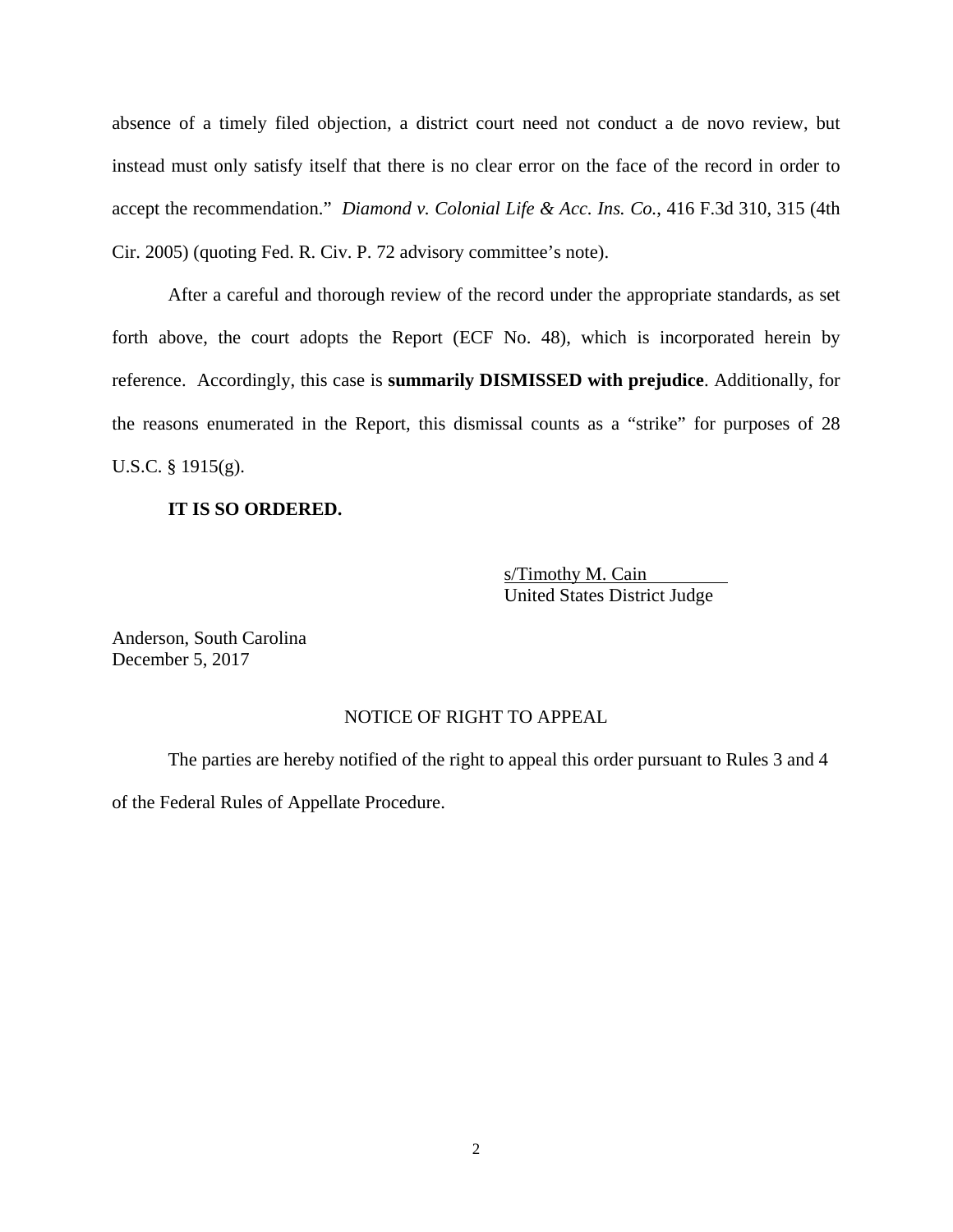absence of a timely filed objection, a district court need not conduct a de novo review, but instead must only satisfy itself that there is no clear error on the face of the record in order to accept the recommendation." *Diamond v. Colonial Life & Acc. Ins. Co.*, 416 F.3d 310, 315 (4th Cir. 2005) (quoting Fed. R. Civ. P. 72 advisory committee's note).

After a careful and thorough review of the record under the appropriate standards, as set forth above, the court adopts the Report (ECF No. 48), which is incorporated herein by reference. Accordingly, this case is **summarily DISMISSED with prejudice**. Additionally, for the reasons enumerated in the Report, this dismissal counts as a "strike" for purposes of 28 U.S.C. § 1915(g).

**IT IS SO ORDERED.**

s/Timothy M. Cain
United States District Judge

Anderson, South Carolina
December 5, 2017

NOTICE OF RIGHT TO APPEAL

The parties are hereby notified of the right to appeal this order pursuant to Rules 3 and 4 of the Federal Rules of Appellate Procedure.